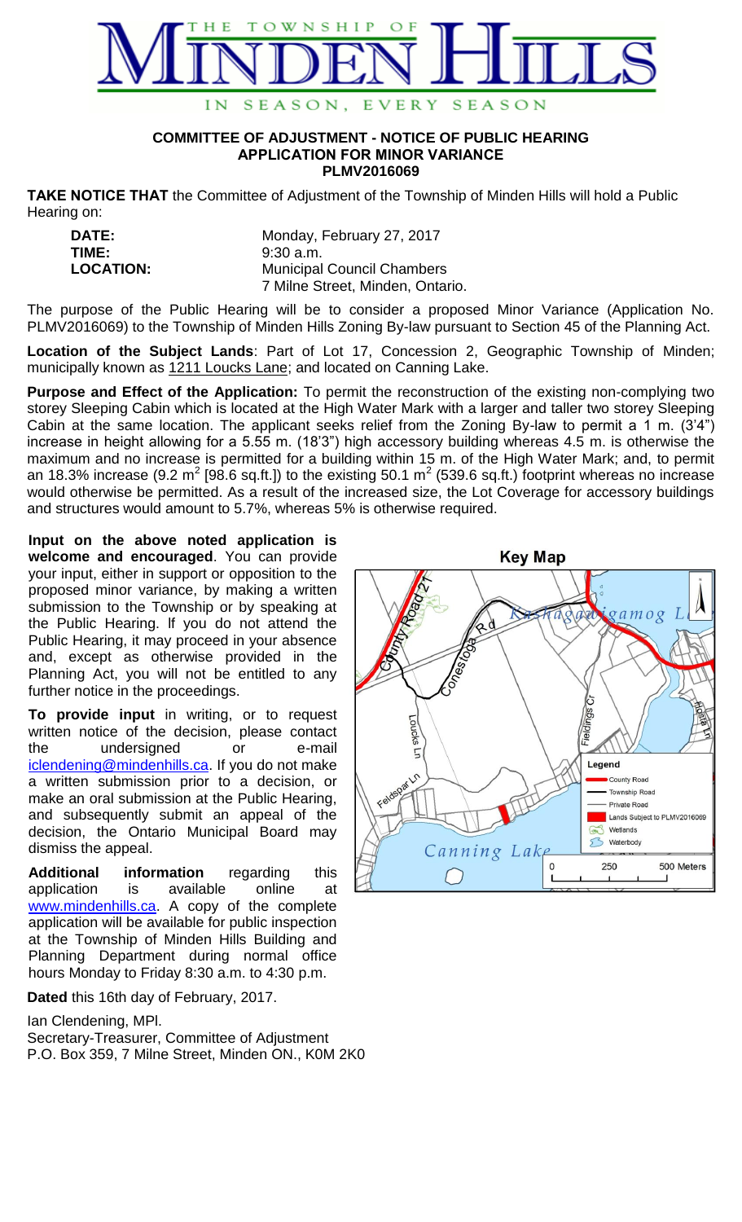# THE TOWNSHIP OF MINDEN HILLS

IN SEASON, EVERY SEASON

## COMMITTEE OF ADJUSTMENT - NOTICE OF PUBLIC HEARING
## APPLICATION FOR MINOR VARIANCE
## PLMV2016069

**TAKE NOTICE THAT** the Committee of Adjustment of the Township of Minden Hills will hold a Public Hearing on:

**DATE:** Monday, February 27, 2017
**TIME:** 9:30 a.m.
**LOCATION:** Municipal Council Chambers
7 Milne Street, Minden, Ontario.

The purpose of the Public Hearing will be to consider a proposed Minor Variance (Application No. PLMV2016069) to the Township of Minden Hills Zoning By-law pursuant to Section 45 of the Planning Act.

**Location of the Subject Lands**: Part of Lot 17, Concession 2, Geographic Township of Minden; municipally known as 1211 Loucks Lane; and located on Canning Lake.

**Purpose and Effect of the Application:** To permit the reconstruction of the existing non-complying two storey Sleeping Cabin which is located at the High Water Mark with a larger and taller two storey Sleeping Cabin at the same location. The applicant seeks relief from the Zoning By-law to permit a 1 m. (3'4") increase in height allowing for a 5.55 m. (18'3") high accessory building whereas 4.5 m. is otherwise the maximum and no increase is permitted for a building within 15 m. of the High Water Mark; and, to permit an 18.3% increase (9.2 $m^2$ [98.6 sq.ft.]) to the existing 50.1 $m^2$ (539.6 sq.ft.) footprint whereas no increase would otherwise be permitted. As a result of the increased size, the Lot Coverage for accessory buildings and structures would amount to 5.7%, whereas 5% is otherwise required.

**Input on the above noted application is welcome and encouraged**. You can provide your input, either in support or opposition to the proposed minor variance, by making a written submission to the Township or by speaking at the Public Hearing. If you do not attend the Public Hearing, it may proceed in your absence and, except as otherwise provided in the Planning Act, you will not be entitled to any further notice in the proceedings.

**To provide input** in writing, or to request written notice of the decision, please contact the undersigned or e-mail iclendening@mindenhills.ca. If you do not make a written submission prior to a decision, or make an oral submission at the Public Hearing, and subsequently submit an appeal of the decision, the Ontario Municipal Board may dismiss the appeal.

**Additional information** regarding this application is available online at www.mindenhills.ca. A copy of the complete application will be available for public inspection at the Township of Minden Hills Building and Planning Department during normal office hours Monday to Friday 8:30 a.m. to 4:30 p.m.

**Key Map**

Legend: County Road; Township Road; Private Road; Lands Subject to PLMV2016069; Wetlands; Waterbody

County Road 21, Conestoga Rd, Kashagawigamog L, Loucks Ln, Fieldings Cr, Feldspar Ln, Hosta Ln, Canning Lake

0 250 500 Meters

**Dated** this 16th day of February, 2017.

Ian Clendening, MPl.
Secretary-Treasurer, Committee of Adjustment
P.O. Box 359, 7 Milne Street, Minden ON., K0M 2K0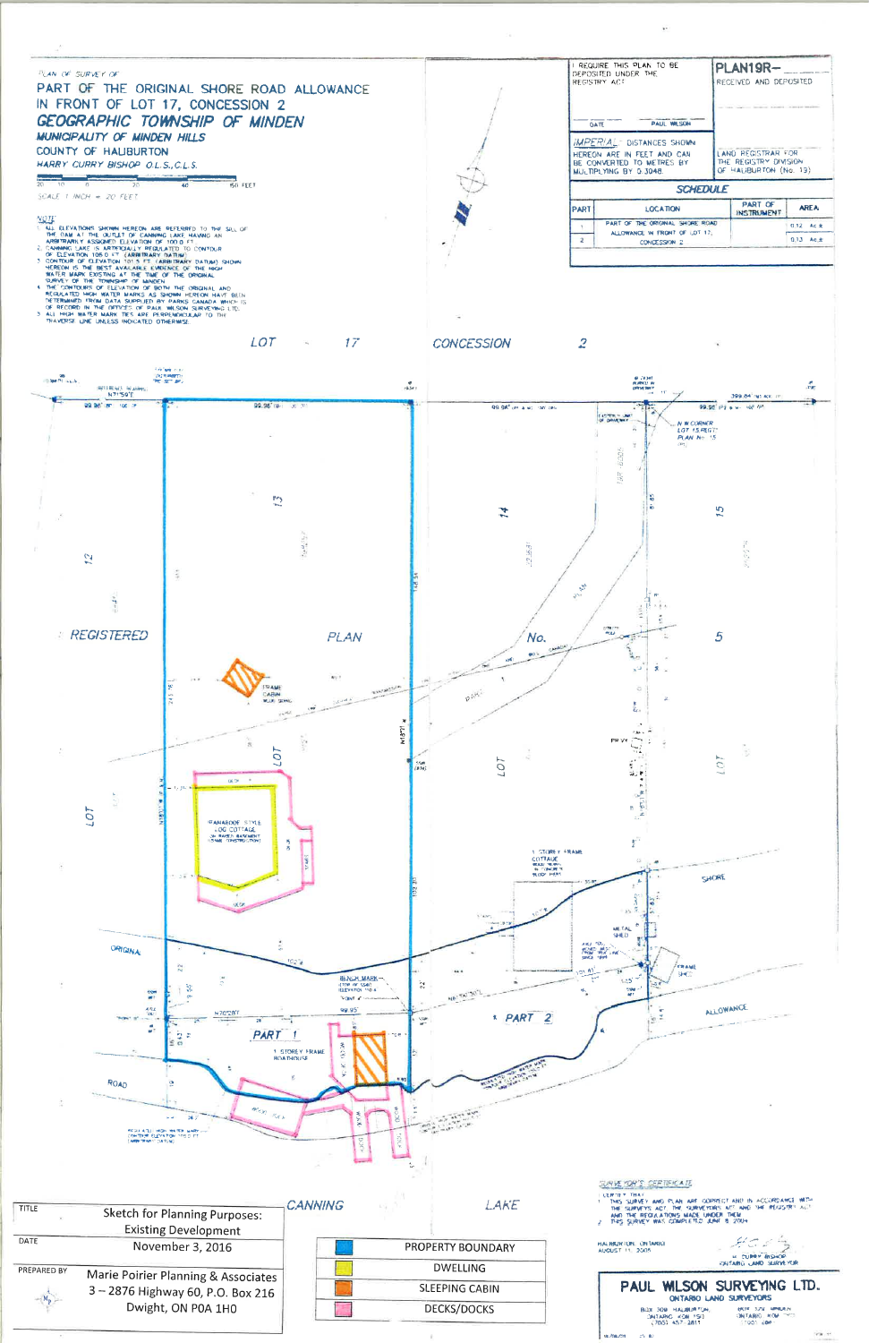PLAN OF SURVEY OF

# PART OF THE ORIGINAL SHORE ROAD ALLOWANCE IN FRONT OF LOT 17, CONCESSION 2

## *GEOGRAPHIC TOWNSHIP OF MINDEN*

***MUNICIPALITY OF MINDEN HILLS***

COUNTY OF HALIBURTON

*HARRY CURRY BISHOP O.L.S., C.L.S.*

SCALE 1 INCH = 20 FEET

NOTE

1. ALL ELEVATIONS SHOWN HEREON ARE REFERRED TO THE SILL OF THE DAM AT THE OUTLET OF CANNING LAKE HAVING AN ARBITRARILY ASSIGNED ELEVATION OF 100.0 FT.
2. CANNING LAKE IS ARTIFICIALLY REGULATED TO CONTOUR OF ELEVATION 105.0 FT. (ARBITRARY DATUM)
3. CONTOUR OF ELEVATION 101.5 FT. (ARBITRARY DATUM) SHOWN HEREON IS THE BEST AVAILABLE EVIDENCE OF THE HIGH WATER MARK EXISTING AT THE TIME OF THE ORIGINAL SURVEY OF THE TOWNSHIP OF MINDEN.
4. THE CONTOURS OF ELEVATION OF BOTH THE ORIGINAL AND REGULATED HIGH WATER MARKS AS SHOWN HEREON HAVE BEEN DETERMINED FROM DATA SUPPLIED BY PARKS CANADA WHICH IS OF RECORD IN THE OFFICES OF PAUL WILSON SURVEYING LTD.
5. ALL HIGH WATER MARK TIES ARE PERPENDICULAR TO THE TRAVERSE LINE UNLESS INDICATED OTHERWISE.

I REQUIRE THIS PLAN TO BE DEPOSITED UNDER THE REGISTRY ACT

DATE — PAUL WILSON

**PLAN 19R–**

RECEIVED AND DEPOSITED

*IMPERIAL* DISTANCES SHOWN HEREON ARE IN FEET AND CAN BE CONVERTED TO METRES BY MULTIPLYING BY 0.3048.

LAND REGISTRAR FOR THE REGISTRY DIVISION OF HALIBURTON (No. 19)

***SCHEDULE***

| PART | LOCATION | PART OF INSTRUMENT | AREA |
|---|---|---|---|
| 1 | PART OF THE ORIGINAL SHORE ROAD ALLOWANCE IN FRONT OF LOT 17, CONCESSION 2 | | 0.12 Ac.± |
| 2 | | | 0.13 Ac.± |

LOT 17 CONCESSION 2

REGISTERED PLAN No. 5

LOT 12 — LOT 13 — LOT 14 — LOT 15

N.W. CORNER LOT 15 REG'D PLAN No. 5

FRAME CABIN

PANABODE STYLE LOG COTTAGE ON RAISED BASEMENT (SAME CONSTRUCTION)

1 STOREY FRAME COTTAGE

METAL SHED

FRAME SHED

BENCH MARK

PART 1 — PART 2

1 STOREY FRAME BOATHOUSE

ORIGINAL SHORE ROAD ALLOWANCE

CANNING LAKE

*SURVEYOR'S CERTIFICATE*

I CERTIFY THAT:

1. THIS SURVEY AND PLAN ARE CORRECT AND IN ACCORDANCE WITH THE SURVEYS ACT, THE SURVEYORS ACT AND THE REGISTRY ACT AND THE REGULATIONS MADE UNDER THEM.
2. THIS SURVEY WAS COMPLETED ON JUNE 8, 2004.

HALIBURTON, ONTARIO AUGUST 11, 2004

H. CURRY BISHOP ONTARIO LAND SURVEYOR

**PAUL WILSON SURVEYING LTD.**
ONTARIO LAND SURVEYORS

| TITLE | Sketch for Planning Purposes: Existing Development |
|---|---|
| DATE | November 3, 2016 |
| PREPARED BY | Marie Poirier Planning & Associates<br>3 – 2876 Highway 60, P.O. Box 216<br>Dwight, ON P0A 1H0 |

| Legend |
|---|
| PROPERTY BOUNDARY (blue) |
| DWELLING (yellow) |
| SLEEPING CABIN (orange) |
| DECKS/DOCKS (pink) |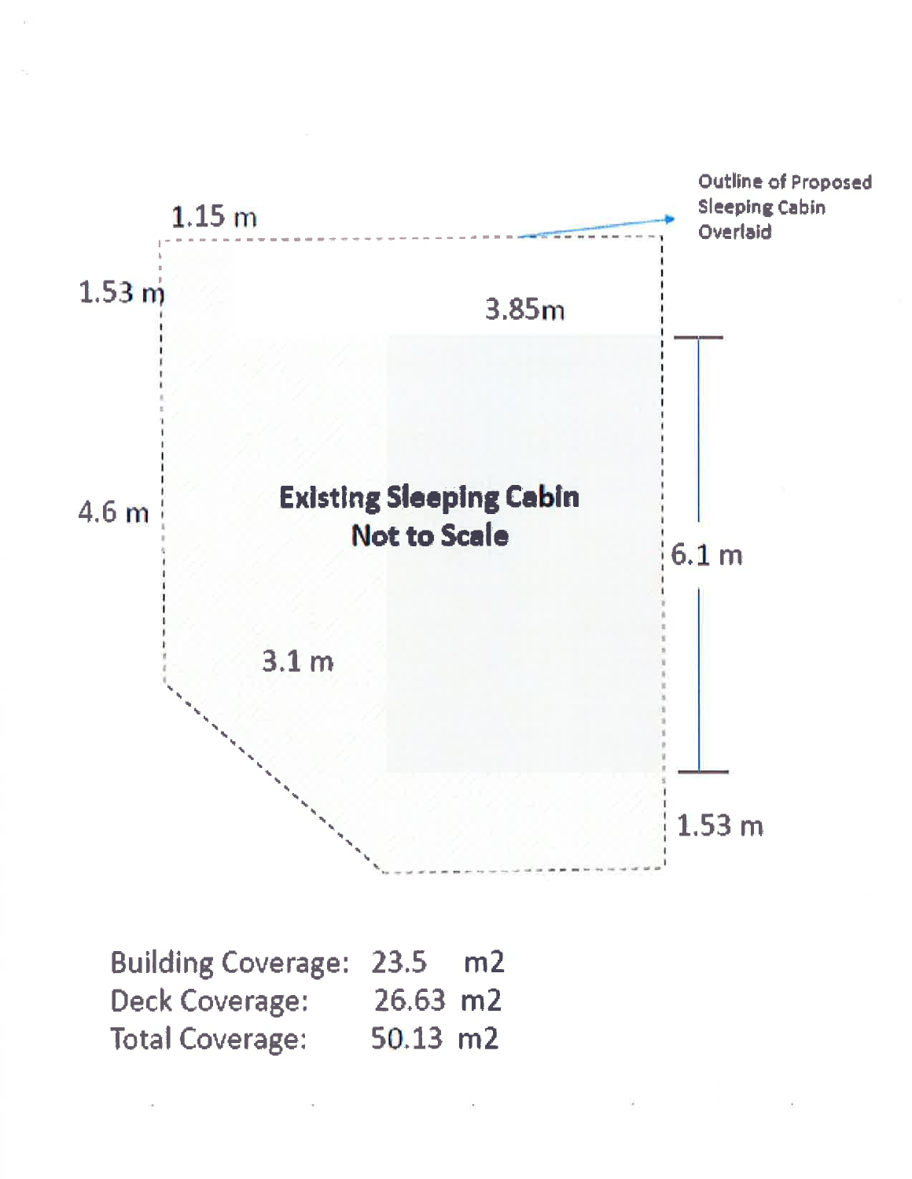1.15 m

Outline of Proposed Sleeping Cabin Overlaid

1.53 m

3.85m

4.6 m

**Existing Sleeping Cabin**
**Not to Scale**

6.1 m

3.1 m

1.53 m

| | |
|---|---|
| Building Coverage: | 23.5 m2 |
| Deck Coverage: | 26.63 m2 |
| Total Coverage: | 50.13 m2 |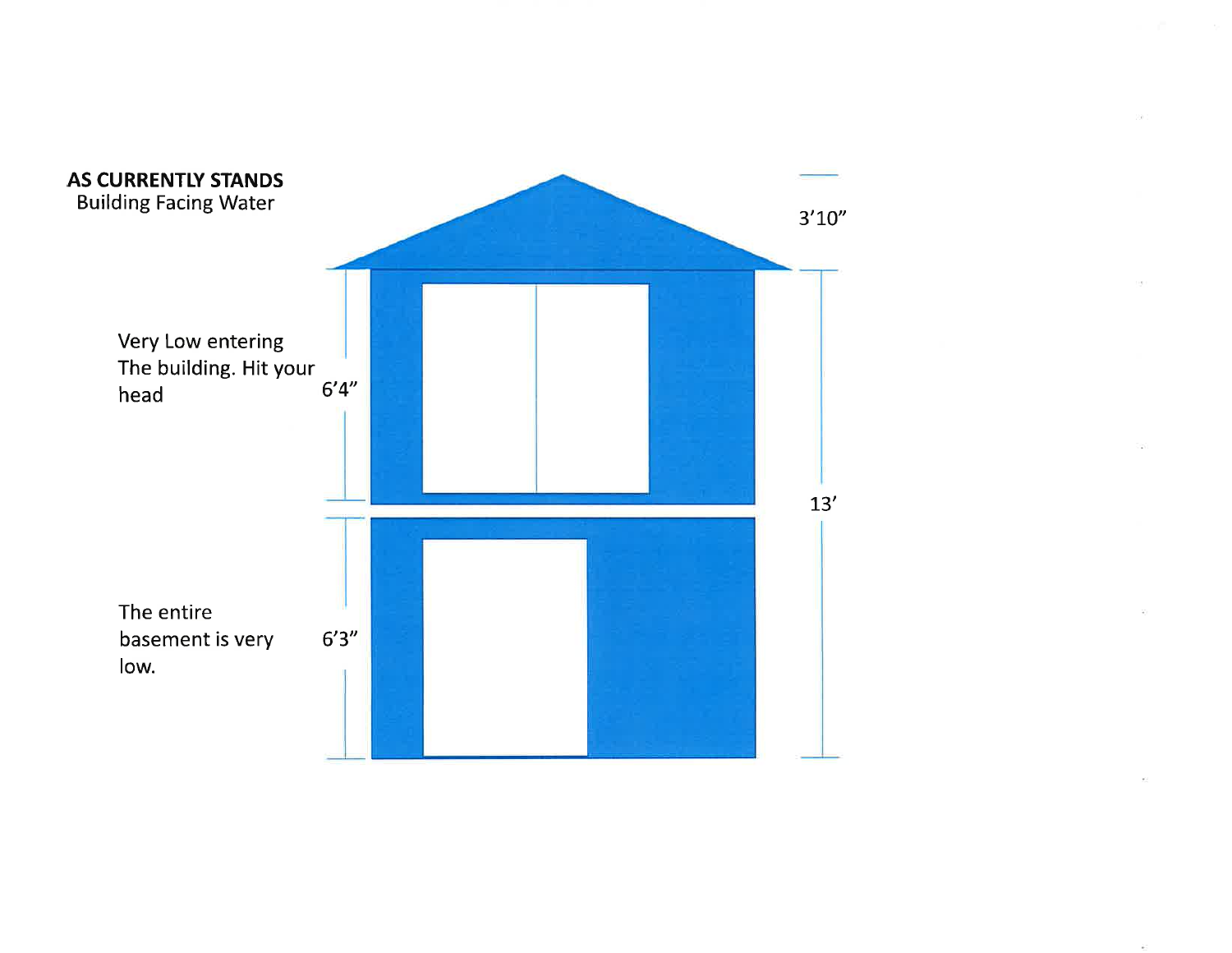**AS CURRENTLY STANDS**
Building Facing Water

3'10"

Very Low entering
The building. Hit your
head

6'4"

13'

The entire
basement is very
low.

6'3"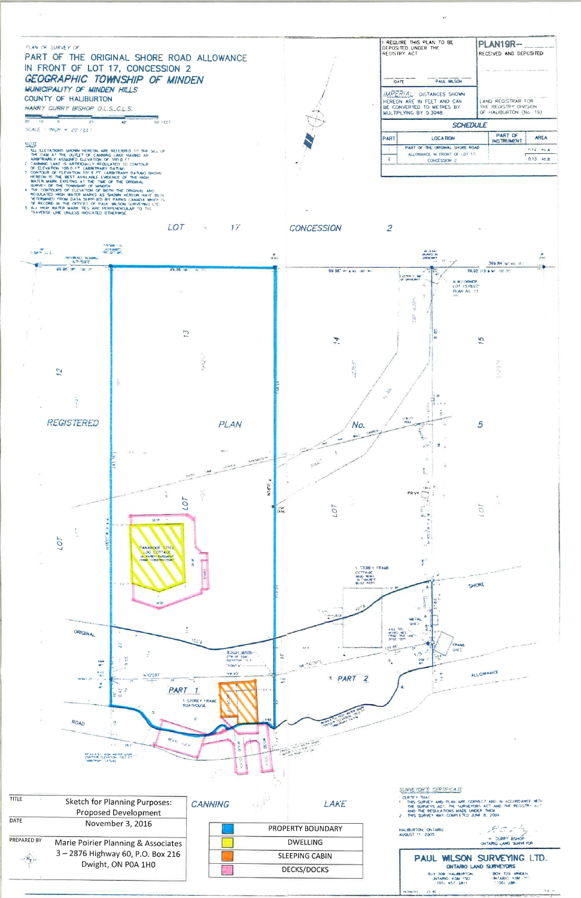PLAN OF SURVEY OF

# PART OF THE ORIGINAL SHORE ROAD ALLOWANCE IN FRONT OF LOT 17, CONCESSION 2

## GEOGRAPHIC TOWNSHIP OF MINDEN

MUNICIPALITY OF MINDEN HILLS

COUNTY OF HALIBURTON

HARRY CURRY BISHOP O.L.S., C.L.S.

SCALE 1 INCH = 20 FEET

NOTE

1. ALL ELEVATIONS SHOWN HEREON ARE REFERRED TO THE SILL OF THE DAM AT THE OUTLET OF CANNING LAKE HAVING AN ARBITRARILY ASSIGNED ELEVATION OF 100.0 FT.
2. CANNING LAKE IS ARTIFICIALLY REGULATED TO CONTOUR OF ELEVATION 105.0 FT (ARBITRARY DATUM).
3. CONTOUR OF ELEVATION 101.5 FT (ARBITRARY DATUM) SHOWN HEREON IS THE BEST AVAILABLE EVIDENCE OF THE HIGH WATER MARK EXISTING AT THE TIME OF THE ORIGINAL SURVEY OF THE TOWNSHIP OF MINDEN.
4. THE CONTOURS OF ELEVATION OF BOTH THE ORIGINAL AND REGULATED HIGH WATER MARKS AS SHOWN HEREON HAVE BEEN DETERMINED FROM DATA SUPPLIED BY PARKS CANADA WHICH IS OF RECORD IN THE OFFICES OF PAUL WILSON SURVEYING LTD.
5. ALL HIGH WATER MARK TIES ARE PERPENDICULAR TO THE TRAVERSE LINE UNLESS INDICATED OTHERWISE.

I REQUIRE THIS PLAN TO BE DEPOSITED UNDER THE REGISTRY ACT

DATE — PAUL WILSON

PLAN 19R-

RECEIVED AND DEPOSITED

IMPERIAL: DISTANCES SHOWN HEREON ARE IN FEET AND CAN BE CONVERTED TO METRES BY MULTIPLYING BY 0.3048.

LAND REGISTRAR FOR THE REGISTRY DIVISION OF HALIBURTON (No. 19)

**SCHEDULE**

| PART | LOCATION | PART OF INSTRUMENT | AREA |
|---|---|---|---|
| 1 | PART OF THE ORIGINAL SHORE ROAD ALLOWANCE IN FRONT OF LOT 17, CONCESSION 2 | | 0.12 Ac ± |
| 2 | | | 0.13 Ac ± |

LOT 17 CONCESSION 2

REGISTERED PLAN No. 5

LOT 13 — LOT 14 — LOT 15 — LOT 12

PANABODE STYLE LOG COTTAGE

1 STOREY FRAME COTTAGE

METAL SHED

FRAME SHED

ORIGINAL SHORE ROAD ALLOWANCE

PART 1 — PART 2

1 STOREY FRAME BOATHOUSE

BENCH MARK

CANNING LAKE

| TITLE | Sketch for Planning Purposes: Proposed Development |
|---|---|
| DATE | November 3, 2016 |
| PREPARED BY | Marie Poirier Planning & Associates 3 – 2876 Highway 60, P.O. Box 216 Dwight, ON P0A 1H0 |

| Legend |
|---|
| PROPERTY BOUNDARY |
| DWELLING |
| SLEEPING CABIN |
| DECKS/DOCKS |

SURVEYOR'S CERTIFICATE

I CERTIFY THAT

1. THIS SURVEY AND PLAN ARE CORRECT AND IN ACCORDANCE WITH THE SURVEYS ACT, THE SURVEYORS ACT AND THE REGISTRY ACT AND THE REGULATIONS MADE UNDER THEM.
2. THIS SURVEY WAS COMPLETED JUNE 8, 2004

HALIBURTON, ONTARIO
AUGUST 11, 2005

H. CURRY BISHOP
ONTARIO LAND SURVEYOR

**PAUL WILSON SURVEYING LTD.**

ONTARIO LAND SURVEYORS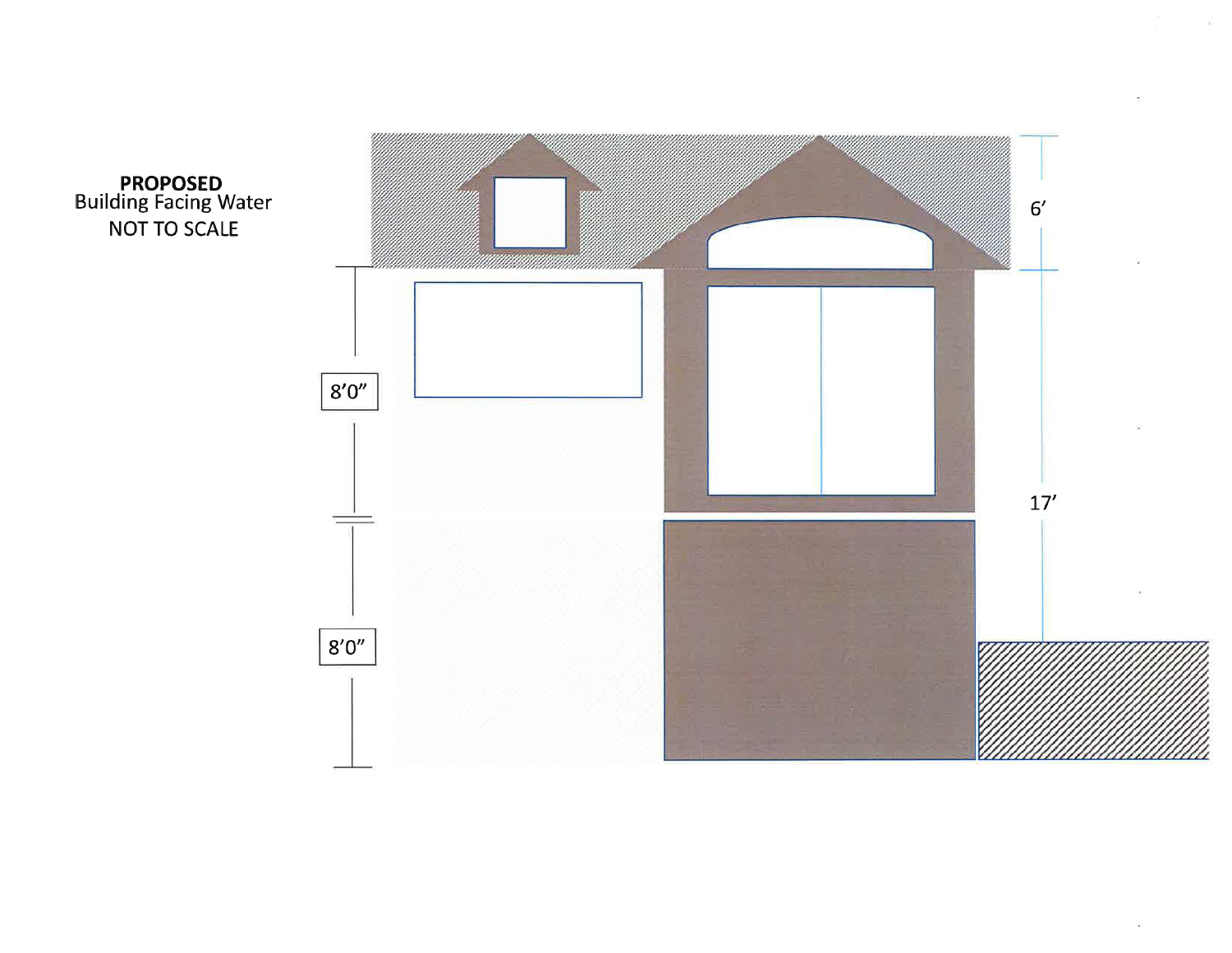**PROPOSED**
Building Facing Water
NOT TO SCALE

6'

8'0"

17'

8'0"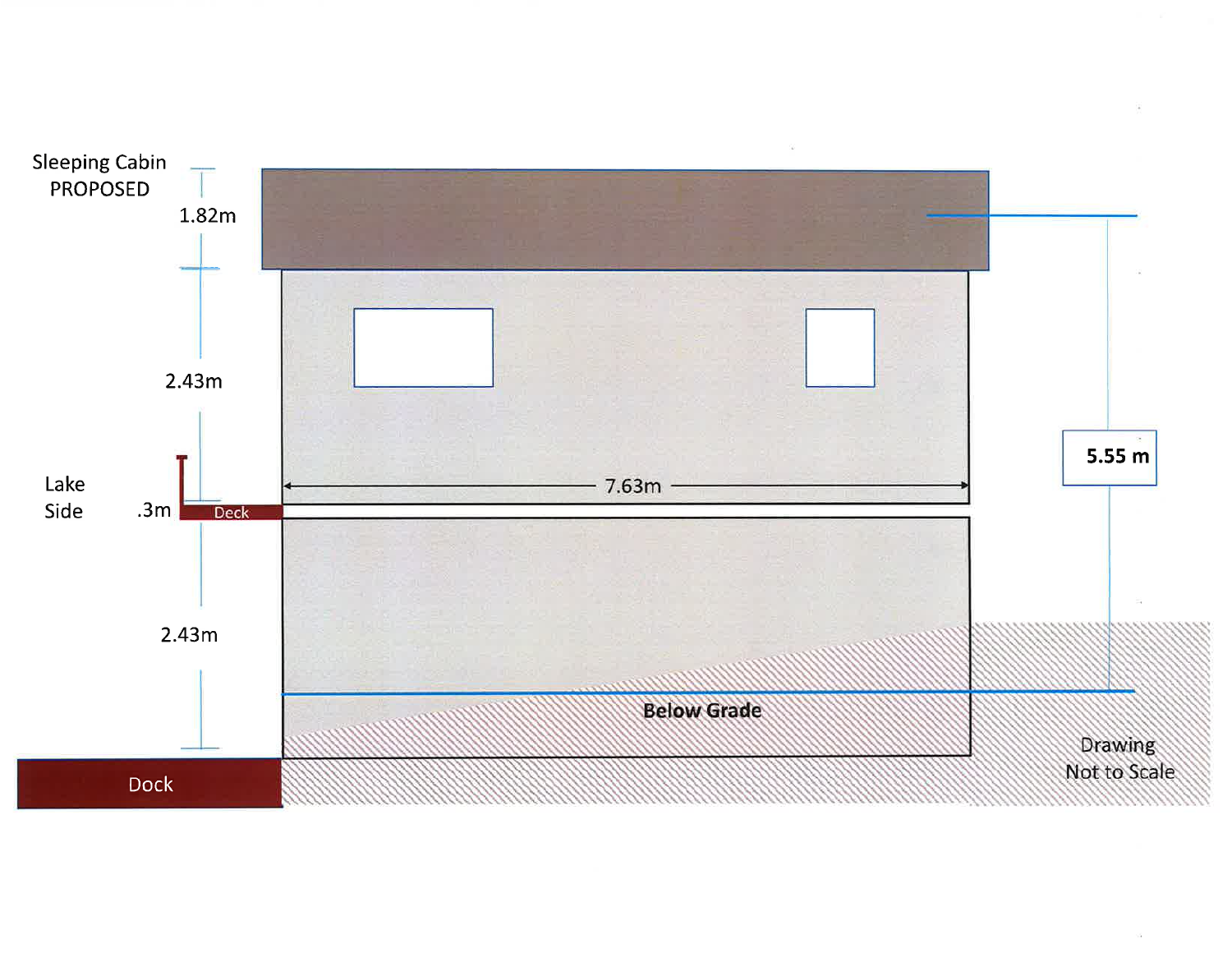Sleeping Cabin
PROPOSED

1.82m

2.43m

Lake
Side

.3m

Deck

7.63m

5.55 m

2.43m

Below Grade

Dock

Drawing
Not to Scale